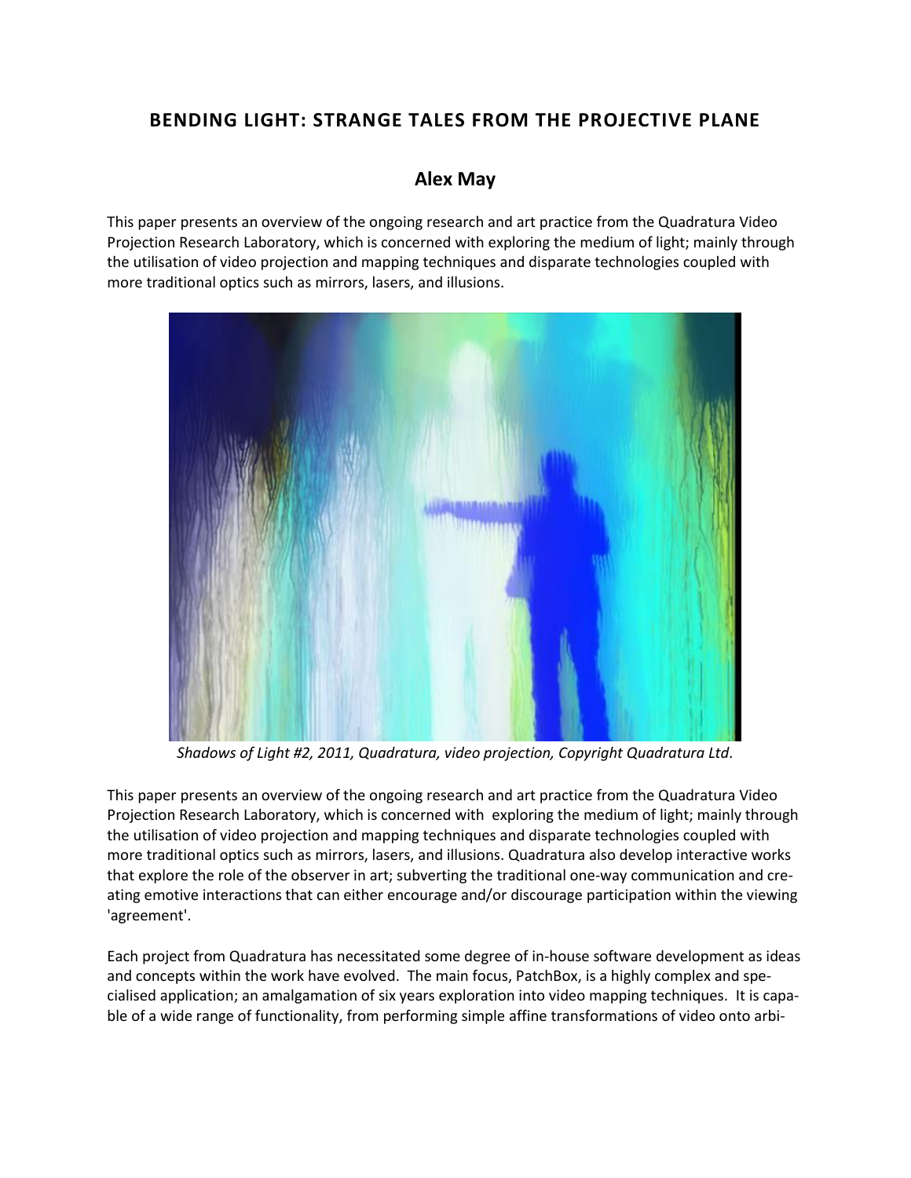# BENDING LIGHT: STRANGE TALES FROM THE PROJECTIVE PLANE

## Alex May

This paper presents an overview of the ongoing research and art practice from the Quadratura Video Projection Research Laboratory, which is concerned with exploring the medium of light; mainly through the utilisation of video projection and mapping techniques and disparate technologies coupled with more traditional optics such as mirrors, lasers, and illusions.

*Shadows of Light #2, 2011, Quadratura, video projection, Copyright Quadratura Ltd.*

This paper presents an overview of the ongoing research and art practice from the Quadratura Video Projection Research Laboratory, which is concerned with exploring the medium of light; mainly through the utilisation of video projection and mapping techniques and disparate technologies coupled with more traditional optics such as mirrors, lasers, and illusions. Quadratura also develop interactive works that explore the role of the observer in art; subverting the traditional one-way communication and creating emotive interactions that can either encourage and/or discourage participation within the viewing 'agreement'.

Each project from Quadratura has necessitated some degree of in-house software development as ideas and concepts within the work have evolved. The main focus, PatchBox, is a highly complex and specialised application; an amalgamation of six years exploration into video mapping techniques. It is capable of a wide range of functionality, from performing simple affine transformations of video onto arbi-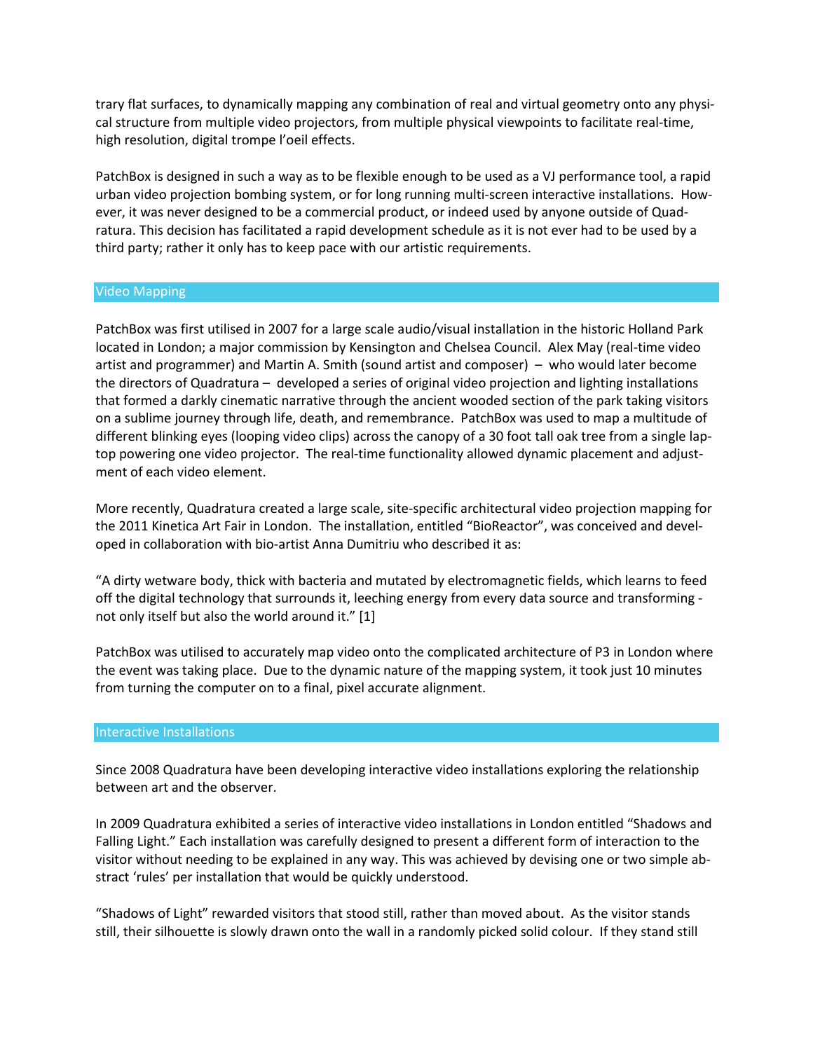trary flat surfaces, to dynamically mapping any combination of real and virtual geometry onto any physical structure from multiple video projectors, from multiple physical viewpoints to facilitate real-time, high resolution, digital trompe l'oeil effects.

PatchBox is designed in such a way as to be flexible enough to be used as a VJ performance tool, a rapid urban video projection bombing system, or for long running multi-screen interactive installations. However, it was never designed to be a commercial product, or indeed used by anyone outside of Quadratura. This decision has facilitated a rapid development schedule as it is not ever had to be used by a third party; rather it only has to keep pace with our artistic requirements.

## Video Mapping

PatchBox was first utilised in 2007 for a large scale audio/visual installation in the historic Holland Park located in London; a major commission by Kensington and Chelsea Council. Alex May (real-time video artist and programmer) and Martin A. Smith (sound artist and composer) – who would later become the directors of Quadratura – developed a series of original video projection and lighting installations that formed a darkly cinematic narrative through the ancient wooded section of the park taking visitors on a sublime journey through life, death, and remembrance. PatchBox was used to map a multitude of different blinking eyes (looping video clips) across the canopy of a 30 foot tall oak tree from a single laptop powering one video projector. The real-time functionality allowed dynamic placement and adjustment of each video element.

More recently, Quadratura created a large scale, site-specific architectural video projection mapping for the 2011 Kinetica Art Fair in London. The installation, entitled "BioReactor", was conceived and developed in collaboration with bio-artist Anna Dumitriu who described it as:

"A dirty wetware body, thick with bacteria and mutated by electromagnetic fields, which learns to feed off the digital technology that surrounds it, leeching energy from every data source and transforming - not only itself but also the world around it." [1]

PatchBox was utilised to accurately map video onto the complicated architecture of P3 in London where the event was taking place. Due to the dynamic nature of the mapping system, it took just 10 minutes from turning the computer on to a final, pixel accurate alignment.

## Interactive Installations

Since 2008 Quadratura have been developing interactive video installations exploring the relationship between art and the observer.

In 2009 Quadratura exhibited a series of interactive video installations in London entitled "Shadows and Falling Light." Each installation was carefully designed to present a different form of interaction to the visitor without needing to be explained in any way. This was achieved by devising one or two simple abstract 'rules' per installation that would be quickly understood.

"Shadows of Light" rewarded visitors that stood still, rather than moved about. As the visitor stands still, their silhouette is slowly drawn onto the wall in a randomly picked solid colour. If they stand still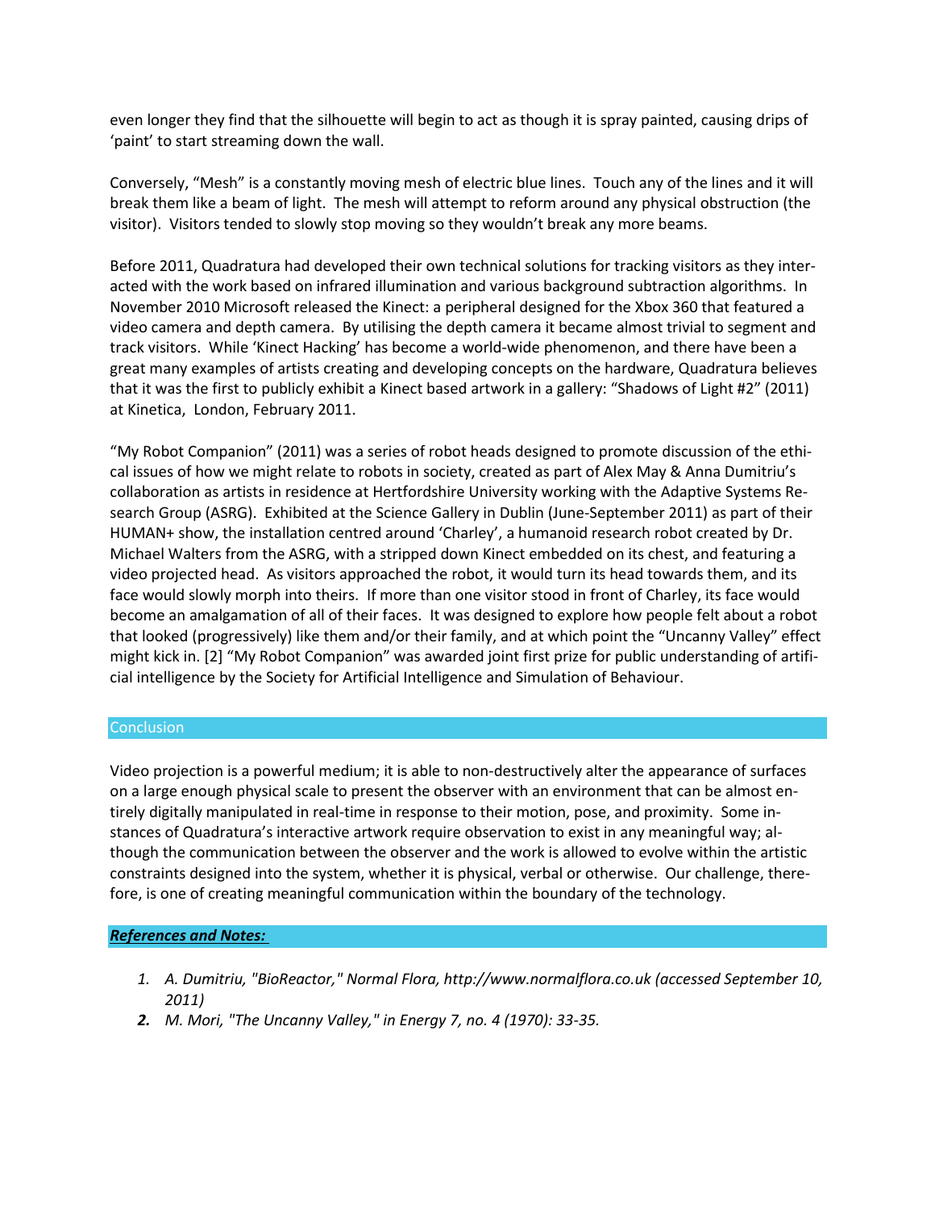even longer they find that the silhouette will begin to act as though it is spray painted, causing drips of 'paint' to start streaming down the wall.

Conversely, "Mesh" is a constantly moving mesh of electric blue lines. Touch any of the lines and it will break them like a beam of light. The mesh will attempt to reform around any physical obstruction (the visitor). Visitors tended to slowly stop moving so they wouldn't break any more beams.

Before 2011, Quadratura had developed their own technical solutions for tracking visitors as they interacted with the work based on infrared illumination and various background subtraction algorithms. In November 2010 Microsoft released the Kinect: a peripheral designed for the Xbox 360 that featured a video camera and depth camera. By utilising the depth camera it became almost trivial to segment and track visitors. While 'Kinect Hacking' has become a world-wide phenomenon, and there have been a great many examples of artists creating and developing concepts on the hardware, Quadratura believes that it was the first to publicly exhibit a Kinect based artwork in a gallery: "Shadows of Light #2" (2011) at Kinetica, London, February 2011.

"My Robot Companion" (2011) was a series of robot heads designed to promote discussion of the ethical issues of how we might relate to robots in society, created as part of Alex May & Anna Dumitriu's collaboration as artists in residence at Hertfordshire University working with the Adaptive Systems Research Group (ASRG). Exhibited at the Science Gallery in Dublin (June-September 2011) as part of their HUMAN+ show, the installation centred around 'Charley', a humanoid research robot created by Dr. Michael Walters from the ASRG, with a stripped down Kinect embedded on its chest, and featuring a video projected head. As visitors approached the robot, it would turn its head towards them, and its face would slowly morph into theirs. If more than one visitor stood in front of Charley, its face would become an amalgamation of all of their faces. It was designed to explore how people felt about a robot that looked (progressively) like them and/or their family, and at which point the "Uncanny Valley" effect might kick in. [2] "My Robot Companion" was awarded joint first prize for public understanding of artificial intelligence by the Society for Artificial Intelligence and Simulation of Behaviour.

## Conclusion

Video projection is a powerful medium; it is able to non-destructively alter the appearance of surfaces on a large enough physical scale to present the observer with an environment that can be almost entirely digitally manipulated in real-time in response to their motion, pose, and proximity. Some instances of Quadratura's interactive artwork require observation to exist in any meaningful way; although the communication between the observer and the work is allowed to evolve within the artistic constraints designed into the system, whether it is physical, verbal or otherwise. Our challenge, therefore, is one of creating meaningful communication within the boundary of the technology.

## ***References and Notes:***

1. *A. Dumitriu, "BioReactor," Normal Flora, http://www.normalflora.co.uk (accessed September 10, 2011)*
2. *M. Mori, "The Uncanny Valley," in Energy 7, no. 4 (1970): 33-35.*